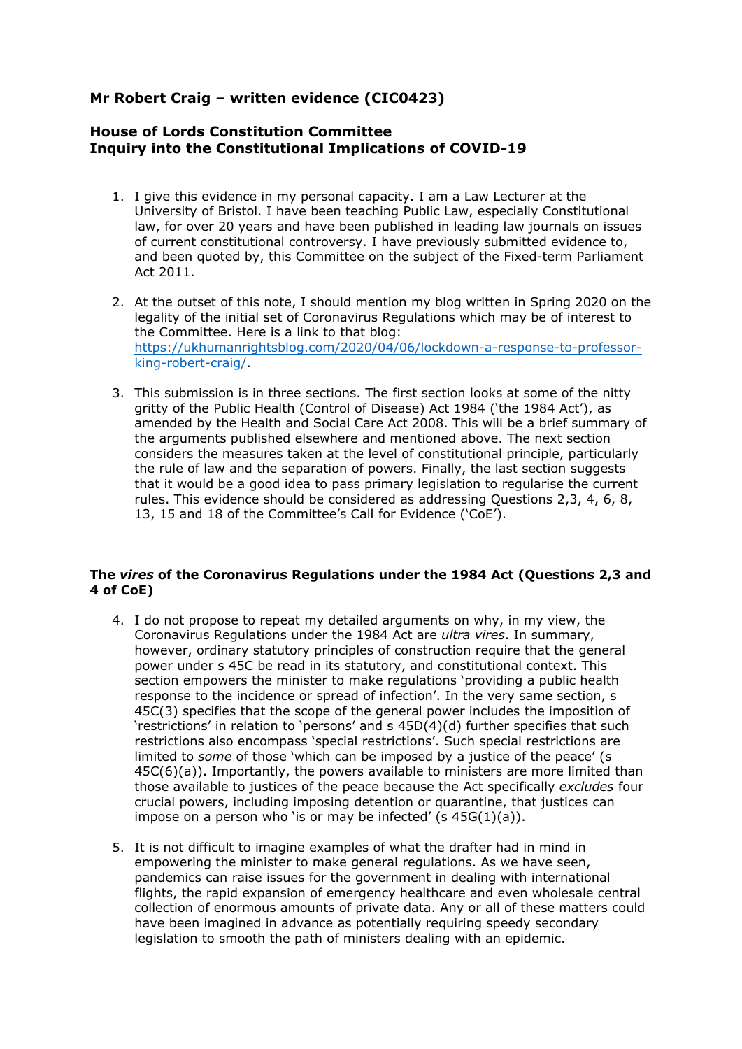**Mr Robert Craig – written evidence (CIC0423)**

**House of Lords Constitution Committee**
**Inquiry into the Constitutional Implications of COVID-19**

1. I give this evidence in my personal capacity. I am a Law Lecturer at the University of Bristol. I have been teaching Public Law, especially Constitutional law, for over 20 years and have been published in leading law journals on issues of current constitutional controversy. I have previously submitted evidence to, and been quoted by, this Committee on the subject of the Fixed-term Parliament Act 2011.

2. At the outset of this note, I should mention my blog written in Spring 2020 on the legality of the initial set of Coronavirus Regulations which may be of interest to the Committee. Here is a link to that blog: https://ukhumanrightsblog.com/2020/04/06/lockdown-a-response-to-professor-king-robert-craig/.

3. This submission is in three sections. The first section looks at some of the nitty gritty of the Public Health (Control of Disease) Act 1984 ('the 1984 Act'), as amended by the Health and Social Care Act 2008. This will be a brief summary of the arguments published elsewhere and mentioned above. The next section considers the measures taken at the level of constitutional principle, particularly the rule of law and the separation of powers. Finally, the last section suggests that it would be a good idea to pass primary legislation to regularise the current rules. This evidence should be considered as addressing Questions 2,3, 4, 6, 8, 13, 15 and 18 of the Committee's Call for Evidence ('CoE').

**The *vires* of the Coronavirus Regulations under the 1984 Act (Questions 2,3 and 4 of CoE)**

4. I do not propose to repeat my detailed arguments on why, in my view, the Coronavirus Regulations under the 1984 Act are *ultra vires*. In summary, however, ordinary statutory principles of construction require that the general power under s 45C be read in its statutory, and constitutional context. This section empowers the minister to make regulations 'providing a public health response to the incidence or spread of infection'. In the very same section, s 45C(3) specifies that the scope of the general power includes the imposition of 'restrictions' in relation to 'persons' and s 45D(4)(d) further specifies that such restrictions also encompass 'special restrictions'. Such special restrictions are limited to *some* of those 'which can be imposed by a justice of the peace' (s 45C(6)(a)). Importantly, the powers available to ministers are more limited than those available to justices of the peace because the Act specifically *excludes* four crucial powers, including imposing detention or quarantine, that justices can impose on a person who 'is or may be infected' (s 45G(1)(a)).

5. It is not difficult to imagine examples of what the drafter had in mind in empowering the minister to make general regulations. As we have seen, pandemics can raise issues for the government in dealing with international flights, the rapid expansion of emergency healthcare and even wholesale central collection of enormous amounts of private data. Any or all of these matters could have been imagined in advance as potentially requiring speedy secondary legislation to smooth the path of ministers dealing with an epidemic.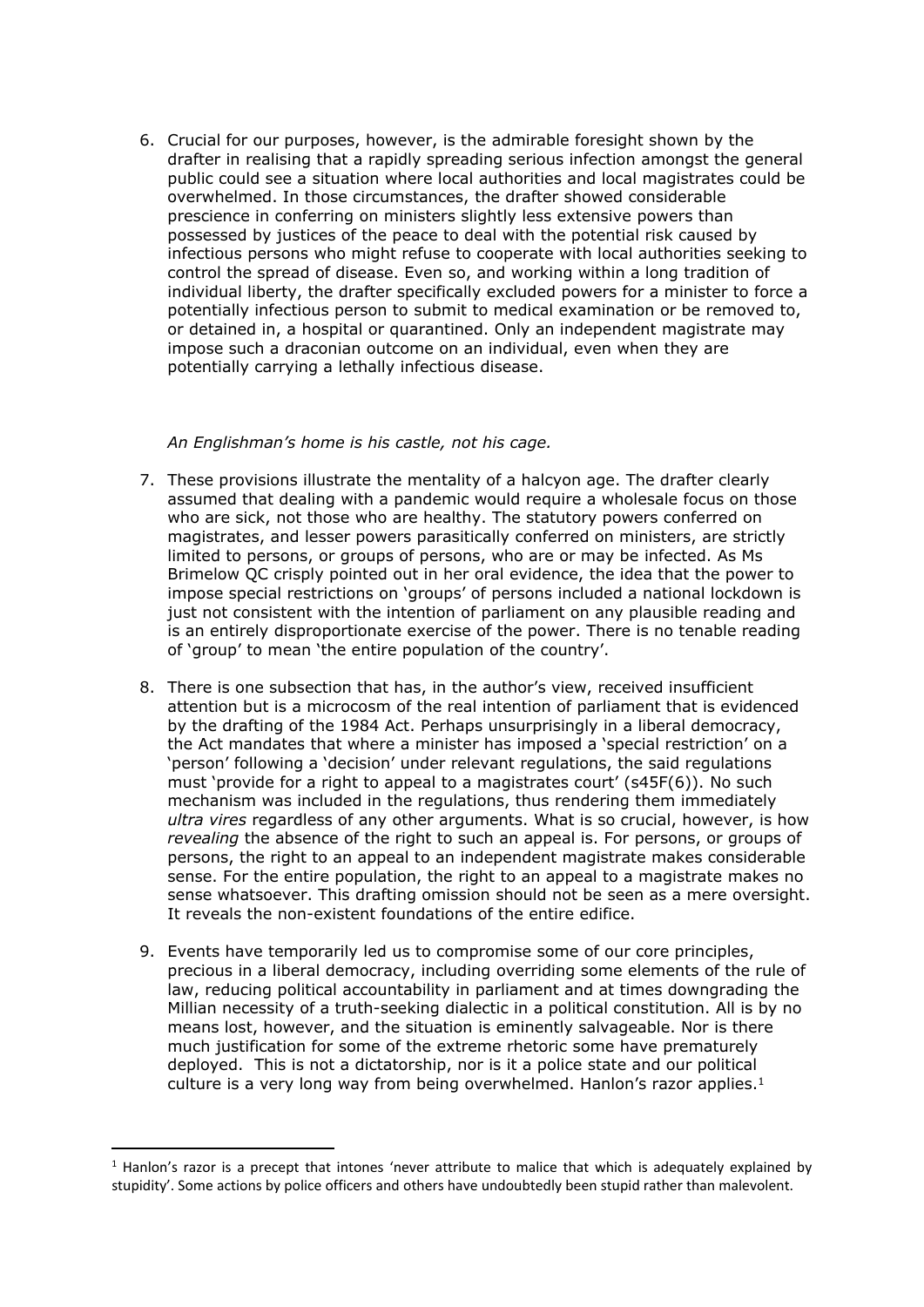6. Crucial for our purposes, however, is the admirable foresight shown by the drafter in realising that a rapidly spreading serious infection amongst the general public could see a situation where local authorities and local magistrates could be overwhelmed. In those circumstances, the drafter showed considerable prescience in conferring on ministers slightly less extensive powers than possessed by justices of the peace to deal with the potential risk caused by infectious persons who might refuse to cooperate with local authorities seeking to control the spread of disease. Even so, and working within a long tradition of individual liberty, the drafter specifically excluded powers for a minister to force a potentially infectious person to submit to medical examination or be removed to, or detained in, a hospital or quarantined. Only an independent magistrate may impose such a draconian outcome on an individual, even when they are potentially carrying a lethally infectious disease.

*An Englishman's home is his castle, not his cage.*

7. These provisions illustrate the mentality of a halcyon age. The drafter clearly assumed that dealing with a pandemic would require a wholesale focus on those who are sick, not those who are healthy. The statutory powers conferred on magistrates, and lesser powers parasitically conferred on ministers, are strictly limited to persons, or groups of persons, who are or may be infected. As Ms Brimelow QC crisply pointed out in her oral evidence, the idea that the power to impose special restrictions on 'groups' of persons included a national lockdown is just not consistent with the intention of parliament on any plausible reading and is an entirely disproportionate exercise of the power. There is no tenable reading of 'group' to mean 'the entire population of the country'.

8. There is one subsection that has, in the author's view, received insufficient attention but is a microcosm of the real intention of parliament that is evidenced by the drafting of the 1984 Act. Perhaps unsurprisingly in a liberal democracy, the Act mandates that where a minister has imposed a 'special restriction' on a 'person' following a 'decision' under relevant regulations, the said regulations must 'provide for a right to appeal to a magistrates court' (s45F(6)). No such mechanism was included in the regulations, thus rendering them immediately *ultra vires* regardless of any other arguments. What is so crucial, however, is how *revealing* the absence of the right to such an appeal is. For persons, or groups of persons, the right to an appeal to an independent magistrate makes considerable sense. For the entire population, the right to an appeal to a magistrate makes no sense whatsoever. This drafting omission should not be seen as a mere oversight. It reveals the non-existent foundations of the entire edifice.

9. Events have temporarily led us to compromise some of our core principles, precious in a liberal democracy, including overriding some elements of the rule of law, reducing political accountability in parliament and at times downgrading the Millian necessity of a truth-seeking dialectic in a political constitution. All is by no means lost, however, and the situation is eminently salvageable. Nor is there much justification for some of the extreme rhetoric some have prematurely deployed. This is not a dictatorship, nor is it a police state and our political culture is a very long way from being overwhelmed. Hanlon's razor applies.[1]

[1] Hanlon's razor is a precept that intones 'never attribute to malice that which is adequately explained by stupidity'. Some actions by police officers and others have undoubtedly been stupid rather than malevolent.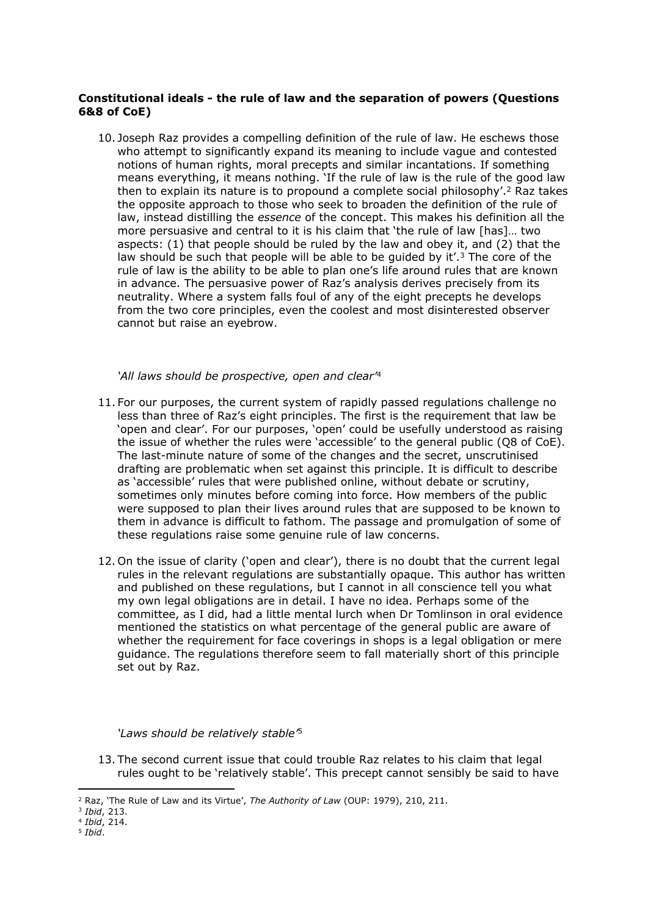**Constitutional ideals - the rule of law and the separation of powers (Questions 6&8 of CoE)**

10. Joseph Raz provides a compelling definition of the rule of law. He eschews those who attempt to significantly expand its meaning to include vague and contested notions of human rights, moral precepts and similar incantations. If something means everything, it means nothing. 'If the rule of law is the rule of the good law then to explain its nature is to propound a complete social philosophy'.[2] Raz takes the opposite approach to those who seek to broaden the definition of the rule of law, instead distilling the *essence* of the concept. This makes his definition all the more persuasive and central to it is his claim that 'the rule of law [has]… two aspects: (1) that people should be ruled by the law and obey it, and (2) that the law should be such that people will be able to be guided by it'.[3] The core of the rule of law is the ability to be able to plan one's life around rules that are known in advance. The persuasive power of Raz's analysis derives precisely from its neutrality. Where a system falls foul of any of the eight precepts he develops from the two core principles, even the coolest and most disinterested observer cannot but raise an eyebrow.

*'All laws should be prospective, open and clear'*[4]

11. For our purposes, the current system of rapidly passed regulations challenge no less than three of Raz's eight principles. The first is the requirement that law be 'open and clear'. For our purposes, 'open' could be usefully understood as raising the issue of whether the rules were 'accessible' to the general public (Q8 of CoE). The last-minute nature of some of the changes and the secret, unscrutinised drafting are problematic when set against this principle. It is difficult to describe as 'accessible' rules that were published online, without debate or scrutiny, sometimes only minutes before coming into force. How members of the public were supposed to plan their lives around rules that are supposed to be known to them in advance is difficult to fathom. The passage and promulgation of some of these regulations raise some genuine rule of law concerns.

12. On the issue of clarity ('open and clear'), there is no doubt that the current legal rules in the relevant regulations are substantially opaque. This author has written and published on these regulations, but I cannot in all conscience tell you what my own legal obligations are in detail. I have no idea. Perhaps some of the committee, as I did, had a little mental lurch when Dr Tomlinson in oral evidence mentioned the statistics on what percentage of the general public are aware of whether the requirement for face coverings in shops is a legal obligation or mere guidance. The regulations therefore seem to fall materially short of this principle set out by Raz.

*'Laws should be relatively stable'*[5]

13. The second current issue that could trouble Raz relates to his claim that legal rules ought to be 'relatively stable'. This precept cannot sensibly be said to have

[2] Raz, 'The Rule of Law and its Virtue', *The Authority of Law* (OUP: 1979), 210, 211.
[3] *Ibid*, 213.
[4] *Ibid*, 214.
[5] *Ibid*.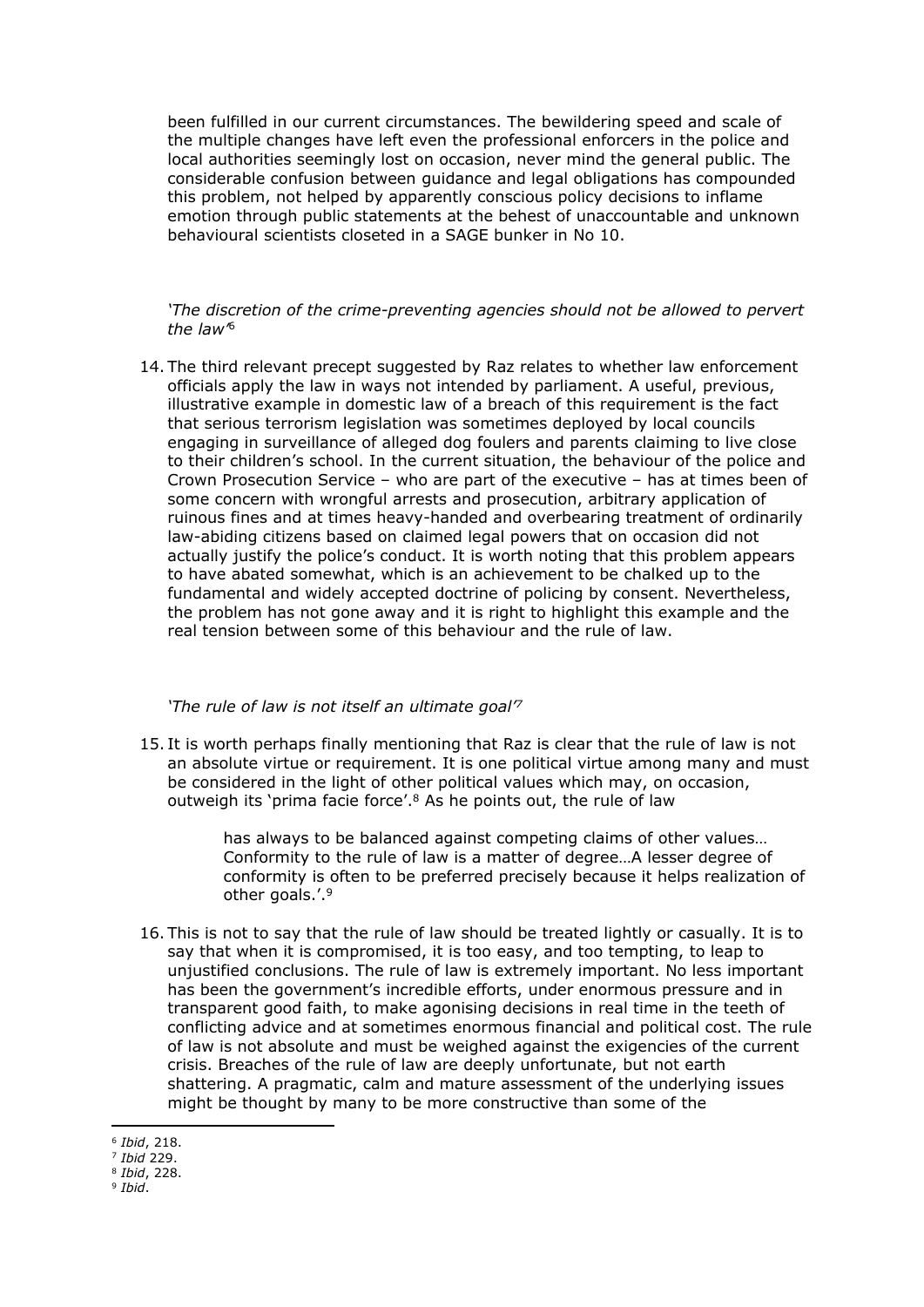been fulfilled in our current circumstances. The bewildering speed and scale of the multiple changes have left even the professional enforcers in the police and local authorities seemingly lost on occasion, never mind the general public. The considerable confusion between guidance and legal obligations has compounded this problem, not helped by apparently conscious policy decisions to inflame emotion through public statements at the behest of unaccountable and unknown behavioural scientists closeted in a SAGE bunker in No 10.

*'The discretion of the crime-preventing agencies should not be allowed to pervert the law'*[6]

14. The third relevant precept suggested by Raz relates to whether law enforcement officials apply the law in ways not intended by parliament. A useful, previous, illustrative example in domestic law of a breach of this requirement is the fact that serious terrorism legislation was sometimes deployed by local councils engaging in surveillance of alleged dog foulers and parents claiming to live close to their children's school. In the current situation, the behaviour of the police and Crown Prosecution Service – who are part of the executive – has at times been of some concern with wrongful arrests and prosecution, arbitrary application of ruinous fines and at times heavy-handed and overbearing treatment of ordinarily law-abiding citizens based on claimed legal powers that on occasion did not actually justify the police's conduct. It is worth noting that this problem appears to have abated somewhat, which is an achievement to be chalked up to the fundamental and widely accepted doctrine of policing by consent. Nevertheless, the problem has not gone away and it is right to highlight this example and the real tension between some of this behaviour and the rule of law.

*'The rule of law is not itself an ultimate goal'*[7]

15. It is worth perhaps finally mentioning that Raz is clear that the rule of law is not an absolute virtue or requirement. It is one political virtue among many and must be considered in the light of other political values which may, on occasion, outweigh its 'prima facie force'.[8] As he points out, the rule of law

> has always to be balanced against competing claims of other values… Conformity to the rule of law is a matter of degree…A lesser degree of conformity is often to be preferred precisely because it helps realization of other goals.'.[9]

16. This is not to say that the rule of law should be treated lightly or casually. It is to say that when it is compromised, it is too easy, and too tempting, to leap to unjustified conclusions. The rule of law is extremely important. No less important has been the government's incredible efforts, under enormous pressure and in transparent good faith, to make agonising decisions in real time in the teeth of conflicting advice and at sometimes enormous financial and political cost. The rule of law is not absolute and must be weighed against the exigencies of the current crisis. Breaches of the rule of law are deeply unfortunate, but not earth shattering. A pragmatic, calm and mature assessment of the underlying issues might be thought by many to be more constructive than some of the

[6] *Ibid*, 218.
[7] *Ibid* 229.
[8] *Ibid*, 228.
[9] *Ibid*.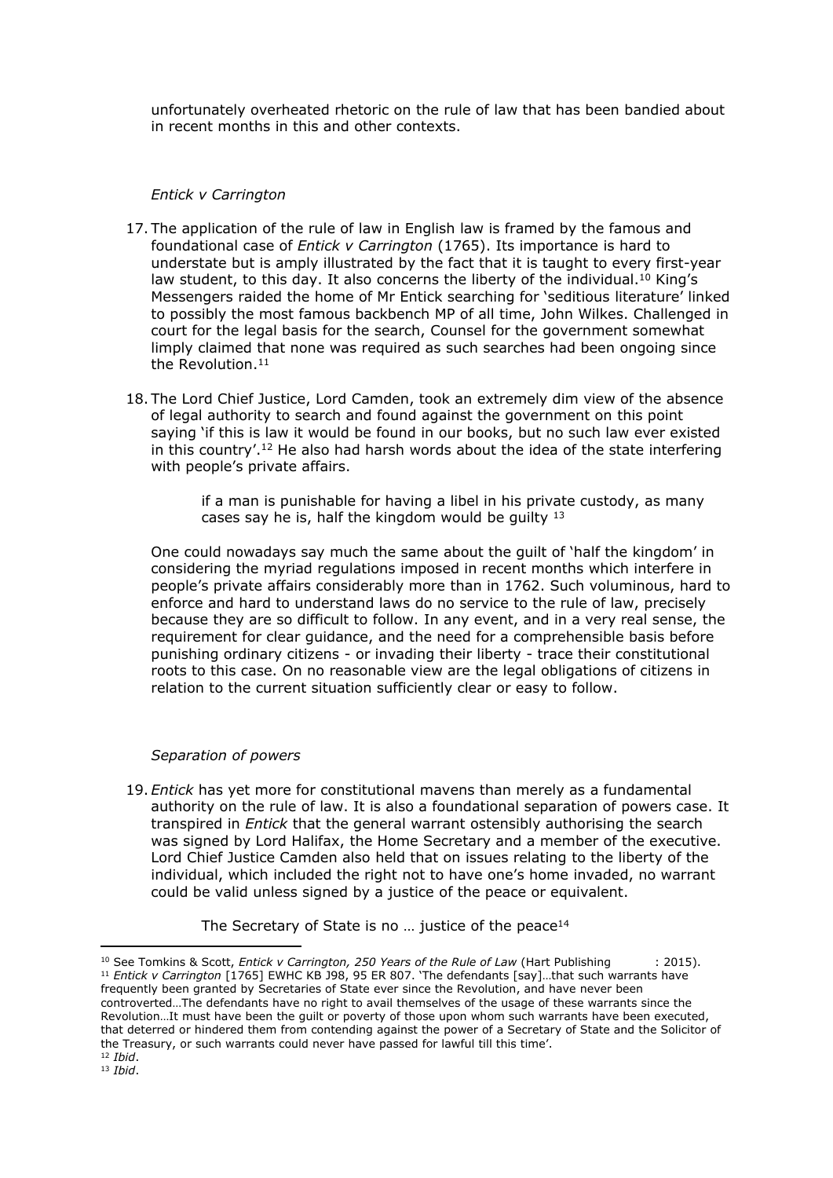unfortunately overheated rhetoric on the rule of law that has been bandied about in recent months in this and other contexts.

*Entick v Carrington*

17. The application of the rule of law in English law is framed by the famous and foundational case of *Entick v Carrington* (1765). Its importance is hard to understate but is amply illustrated by the fact that it is taught to every first-year law student, to this day. It also concerns the liberty of the individual.[10] King's Messengers raided the home of Mr Entick searching for 'seditious literature' linked to possibly the most famous backbench MP of all time, John Wilkes. Challenged in court for the legal basis for the search, Counsel for the government somewhat limply claimed that none was required as such searches had been ongoing since the Revolution.[11]

18. The Lord Chief Justice, Lord Camden, took an extremely dim view of the absence of legal authority to search and found against the government on this point saying 'if this is law it would be found in our books, but no such law ever existed in this country'.[12] He also had harsh words about the idea of the state interfering with people's private affairs.

> if a man is punishable for having a libel in his private custody, as many cases say he is, half the kingdom would be guilty [13]

One could nowadays say much the same about the guilt of 'half the kingdom' in considering the myriad regulations imposed in recent months which interfere in people's private affairs considerably more than in 1762. Such voluminous, hard to enforce and hard to understand laws do no service to the rule of law, precisely because they are so difficult to follow. In any event, and in a very real sense, the requirement for clear guidance, and the need for a comprehensible basis before punishing ordinary citizens - or invading their liberty - trace their constitutional roots to this case. On no reasonable view are the legal obligations of citizens in relation to the current situation sufficiently clear or easy to follow.

*Separation of powers*

19. *Entick* has yet more for constitutional mavens than merely as a fundamental authority on the rule of law. It is also a foundational separation of powers case. It transpired in *Entick* that the general warrant ostensibly authorising the search was signed by Lord Halifax, the Home Secretary and a member of the executive. Lord Chief Justice Camden also held that on issues relating to the liberty of the individual, which included the right not to have one's home invaded, no warrant could be valid unless signed by a justice of the peace or equivalent.

> The Secretary of State is no … justice of the peace[14]

---

[10] See Tomkins & Scott, *Entick v Carrington, 250 Years of the Rule of Law* (Hart Publishing : 2015).

[11] *Entick v Carrington* [1765] EWHC KB J98, 95 ER 807. 'The defendants [say]…that such warrants have frequently been granted by Secretaries of State ever since the Revolution, and have never been controverted…The defendants have no right to avail themselves of the usage of these warrants since the Revolution…It must have been the guilt or poverty of those upon whom such warrants have been executed, that deterred or hindered them from contending against the power of a Secretary of State and the Solicitor of the Treasury, or such warrants could never have passed for lawful till this time'.

[12] *Ibid*.

[13] *Ibid*.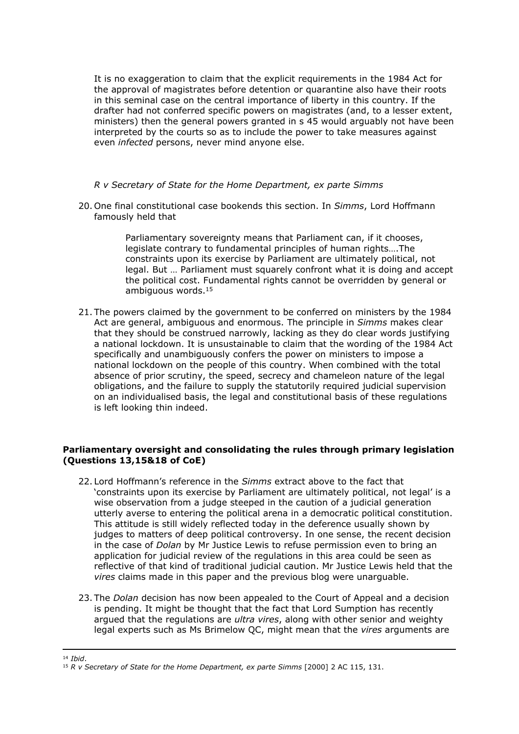It is no exaggeration to claim that the explicit requirements in the 1984 Act for the approval of magistrates before detention or quarantine also have their roots in this seminal case on the central importance of liberty in this country. If the drafter had not conferred specific powers on magistrates (and, to a lesser extent, ministers) then the general powers granted in s 45 would arguably not have been interpreted by the courts so as to include the power to take measures against even *infected* persons, never mind anyone else.

*R v Secretary of State for the Home Department, ex parte Simms*

20. One final constitutional case bookends this section. In *Simms*, Lord Hoffmann famously held that

> Parliamentary sovereignty means that Parliament can, if it chooses, legislate contrary to fundamental principles of human rights….The constraints upon its exercise by Parliament are ultimately political, not legal. But … Parliament must squarely confront what it is doing and accept the political cost. Fundamental rights cannot be overridden by general or ambiguous words.[15]

21. The powers claimed by the government to be conferred on ministers by the 1984 Act are general, ambiguous and enormous. The principle in *Simms* makes clear that they should be construed narrowly, lacking as they do clear words justifying a national lockdown. It is unsustainable to claim that the wording of the 1984 Act specifically and unambiguously confers the power on ministers to impose a national lockdown on the people of this country. When combined with the total absence of prior scrutiny, the speed, secrecy and chameleon nature of the legal obligations, and the failure to supply the statutorily required judicial supervision on an individualised basis, the legal and constitutional basis of these regulations is left looking thin indeed.

**Parliamentary oversight and consolidating the rules through primary legislation (Questions 13,15&18 of CoE)**

22. Lord Hoffmann's reference in the *Simms* extract above to the fact that 'constraints upon its exercise by Parliament are ultimately political, not legal' is a wise observation from a judge steeped in the caution of a judicial generation utterly averse to entering the political arena in a democratic political constitution. This attitude is still widely reflected today in the deference usually shown by judges to matters of deep political controversy. In one sense, the recent decision in the case of *Dolan* by Mr Justice Lewis to refuse permission even to bring an application for judicial review of the regulations in this area could be seen as reflective of that kind of traditional judicial caution. Mr Justice Lewis held that the *vires* claims made in this paper and the previous blog were unarguable.

23. The *Dolan* decision has now been appealed to the Court of Appeal and a decision is pending. It might be thought that the fact that Lord Sumption has recently argued that the regulations are *ultra vires*, along with other senior and weighty legal experts such as Ms Brimelow QC, might mean that the *vires* arguments are

---

[14] *Ibid*.

[15] *R v Secretary of State for the Home Department, ex parte Simms* [2000] 2 AC 115, 131.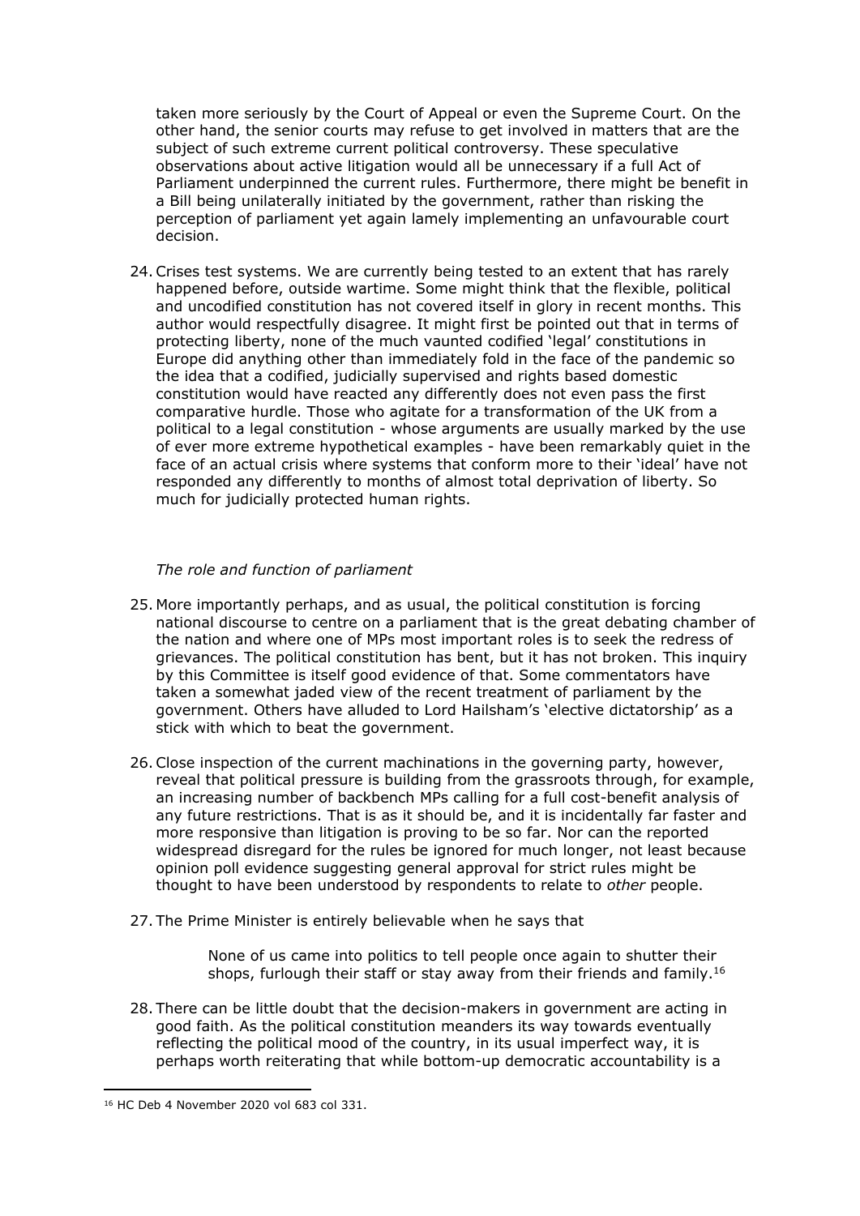taken more seriously by the Court of Appeal or even the Supreme Court. On the other hand, the senior courts may refuse to get involved in matters that are the subject of such extreme current political controversy. These speculative observations about active litigation would all be unnecessary if a full Act of Parliament underpinned the current rules. Furthermore, there might be benefit in a Bill being unilaterally initiated by the government, rather than risking the perception of parliament yet again lamely implementing an unfavourable court decision.

24. Crises test systems. We are currently being tested to an extent that has rarely happened before, outside wartime. Some might think that the flexible, political and uncodified constitution has not covered itself in glory in recent months. This author would respectfully disagree. It might first be pointed out that in terms of protecting liberty, none of the much vaunted codified 'legal' constitutions in Europe did anything other than immediately fold in the face of the pandemic so the idea that a codified, judicially supervised and rights based domestic constitution would have reacted any differently does not even pass the first comparative hurdle. Those who agitate for a transformation of the UK from a political to a legal constitution - whose arguments are usually marked by the use of ever more extreme hypothetical examples - have been remarkably quiet in the face of an actual crisis where systems that conform more to their 'ideal' have not responded any differently to months of almost total deprivation of liberty. So much for judicially protected human rights.

*The role and function of parliament*

25. More importantly perhaps, and as usual, the political constitution is forcing national discourse to centre on a parliament that is the great debating chamber of the nation and where one of MPs most important roles is to seek the redress of grievances. The political constitution has bent, but it has not broken. This inquiry by this Committee is itself good evidence of that. Some commentators have taken a somewhat jaded view of the recent treatment of parliament by the government. Others have alluded to Lord Hailsham's 'elective dictatorship' as a stick with which to beat the government.

26. Close inspection of the current machinations in the governing party, however, reveal that political pressure is building from the grassroots through, for example, an increasing number of backbench MPs calling for a full cost-benefit analysis of any future restrictions. That is as it should be, and it is incidentally far faster and more responsive than litigation is proving to be so far. Nor can the reported widespread disregard for the rules be ignored for much longer, not least because opinion poll evidence suggesting general approval for strict rules might be thought to have been understood by respondents to relate to *other* people.

27. The Prime Minister is entirely believable when he says that

> None of us came into politics to tell people once again to shutter their shops, furlough their staff or stay away from their friends and family.[16]

28. There can be little doubt that the decision-makers in government are acting in good faith. As the political constitution meanders its way towards eventually reflecting the political mood of the country, in its usual imperfect way, it is perhaps worth reiterating that while bottom-up democratic accountability is a

[16] HC Deb 4 November 2020 vol 683 col 331.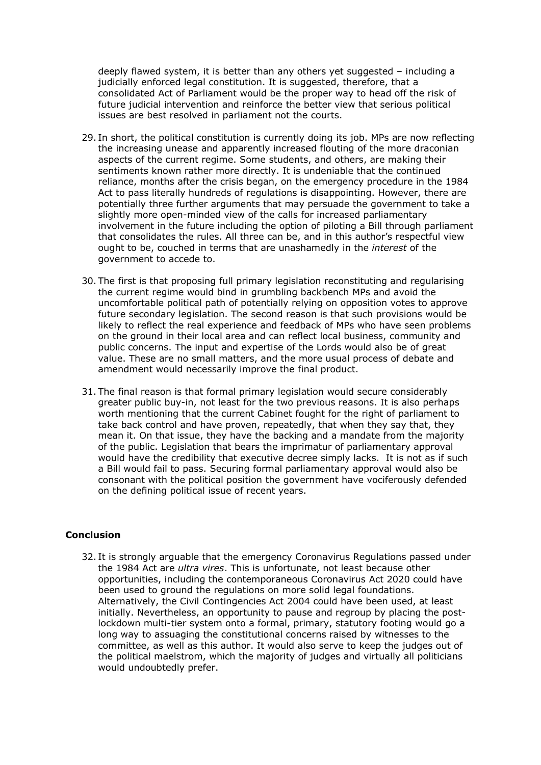deeply flawed system, it is better than any others yet suggested – including a judicially enforced legal constitution. It is suggested, therefore, that a consolidated Act of Parliament would be the proper way to head off the risk of future judicial intervention and reinforce the better view that serious political issues are best resolved in parliament not the courts.

29. In short, the political constitution is currently doing its job. MPs are now reflecting the increasing unease and apparently increased flouting of the more draconian aspects of the current regime. Some students, and others, are making their sentiments known rather more directly. It is undeniable that the continued reliance, months after the crisis began, on the emergency procedure in the 1984 Act to pass literally hundreds of regulations is disappointing. However, there are potentially three further arguments that may persuade the government to take a slightly more open-minded view of the calls for increased parliamentary involvement in the future including the option of piloting a Bill through parliament that consolidates the rules. All three can be, and in this author's respectful view ought to be, couched in terms that are unashamedly in the *interest* of the government to accede to.

30. The first is that proposing full primary legislation reconstituting and regularising the current regime would bind in grumbling backbench MPs and avoid the uncomfortable political path of potentially relying on opposition votes to approve future secondary legislation. The second reason is that such provisions would be likely to reflect the real experience and feedback of MPs who have seen problems on the ground in their local area and can reflect local business, community and public concerns. The input and expertise of the Lords would also be of great value. These are no small matters, and the more usual process of debate and amendment would necessarily improve the final product.

31. The final reason is that formal primary legislation would secure considerably greater public buy-in, not least for the two previous reasons. It is also perhaps worth mentioning that the current Cabinet fought for the right of parliament to take back control and have proven, repeatedly, that when they say that, they mean it. On that issue, they have the backing and a mandate from the majority of the public. Legislation that bears the imprimatur of parliamentary approval would have the credibility that executive decree simply lacks. It is not as if such a Bill would fail to pass. Securing formal parliamentary approval would also be consonant with the political position the government have vociferously defended on the defining political issue of recent years.

**Conclusion**

32. It is strongly arguable that the emergency Coronavirus Regulations passed under the 1984 Act are *ultra vires*. This is unfortunate, not least because other opportunities, including the contemporaneous Coronavirus Act 2020 could have been used to ground the regulations on more solid legal foundations. Alternatively, the Civil Contingencies Act 2004 could have been used, at least initially. Nevertheless, an opportunity to pause and regroup by placing the post-lockdown multi-tier system onto a formal, primary, statutory footing would go a long way to assuaging the constitutional concerns raised by witnesses to the committee, as well as this author. It would also serve to keep the judges out of the political maelstrom, which the majority of judges and virtually all politicians would undoubtedly prefer.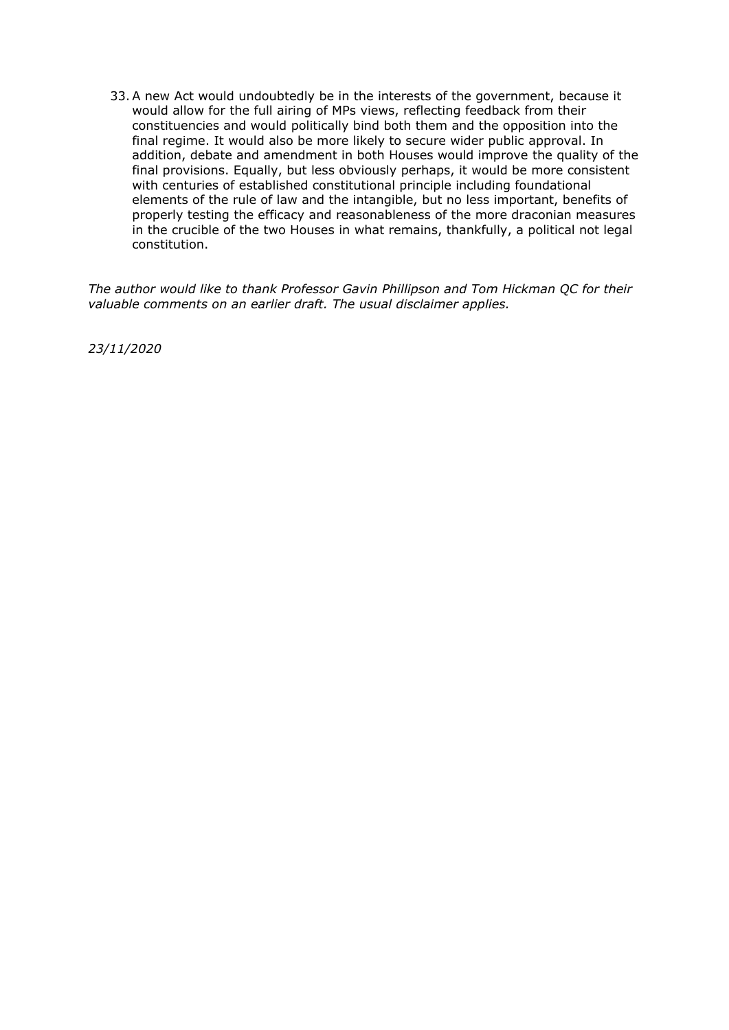33. A new Act would undoubtedly be in the interests of the government, because it would allow for the full airing of MPs views, reflecting feedback from their constituencies and would politically bind both them and the opposition into the final regime. It would also be more likely to secure wider public approval. In addition, debate and amendment in both Houses would improve the quality of the final provisions. Equally, but less obviously perhaps, it would be more consistent with centuries of established constitutional principle including foundational elements of the rule of law and the intangible, but no less important, benefits of properly testing the efficacy and reasonableness of the more draconian measures in the crucible of the two Houses in what remains, thankfully, a political not legal constitution.

*The author would like to thank Professor Gavin Phillipson and Tom Hickman QC for their valuable comments on an earlier draft. The usual disclaimer applies.*

*23/11/2020*